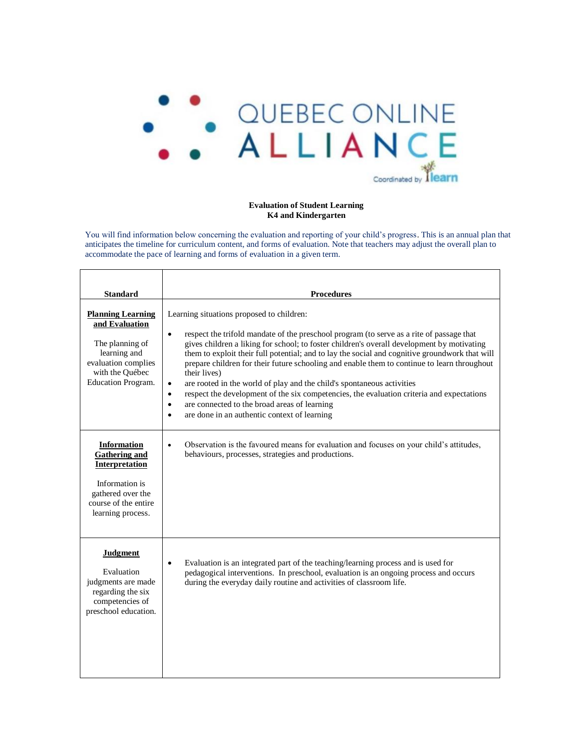QUEBEC ONLINE ALLIANCE

Coordinated by learn

**Evaluation of Student Learning**
**K4 and Kindergarten**

You will find information below concerning the evaluation and reporting of your child's progress. This is an annual plan that anticipates the timeline for curriculum content, and forms of evaluation. Note that teachers may adjust the overall plan to accommodate the pace of learning and forms of evaluation in a given term.

| Standard | Procedures |
|---|---|
| **Planning Learning and Evaluation**<br><br>The planning of learning and evaluation complies with the Québec Education Program. | Learning situations proposed to children:<br><br>• respect the trifold mandate of the preschool program (to serve as a rite of passage that gives children a liking for school; to foster children's overall development by motivating them to exploit their full potential; and to lay the social and cognitive groundwork that will prepare children for their future schooling and enable them to continue to learn throughout their lives)<br>• are rooted in the world of play and the child's spontaneous activities<br>• respect the development of the six competencies, the evaluation criteria and expectations<br>• are connected to the broad areas of learning<br>• are done in an authentic context of learning |
| **Information Gathering and Interpretation**<br><br>Information is gathered over the course of the entire learning process. | • Observation is the favoured means for evaluation and focuses on your child's attitudes, behaviours, processes, strategies and productions. |
| **Judgment**<br><br>Evaluation judgments are made regarding the six competencies of preschool education. | • Evaluation is an integrated part of the teaching/learning process and is used for pedagogical interventions. In preschool, evaluation is an ongoing process and occurs during the everyday daily routine and activities of classroom life. |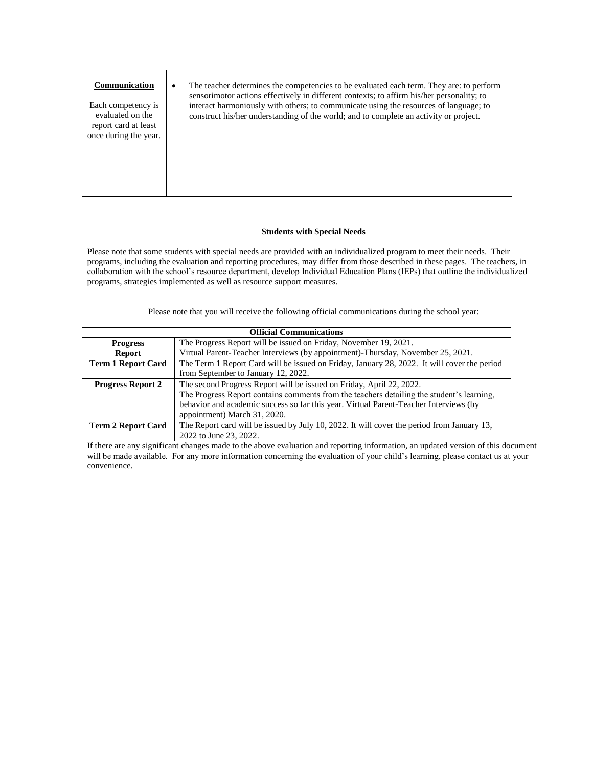| | |
|---|---|
| **Communication**<br><br>Each competency is evaluated on the report card at least once during the year. | • The teacher determines the competencies to be evaluated each term. They are: to perform sensorimotor actions effectively in different contexts; to affirm his/her personality; to interact harmoniously with others; to communicate using the resources of language; to construct his/her understanding of the world; and to complete an activity or project. |

## Students with Special Needs

Please note that some students with special needs are provided with an individualized program to meet their needs. Their programs, including the evaluation and reporting procedures, may differ from those described in these pages. The teachers, in collaboration with the school's resource department, develop Individual Education Plans (IEPs) that outline the individualized programs, strategies implemented as well as resource support measures.

Please note that you will receive the following official communications during the school year:

| Official Communications | |
|---|---|
| **Progress Report** | The Progress Report will be issued on Friday, November 19, 2021.<br>Virtual Parent-Teacher Interviews (by appointment)-Thursday, November 25, 2021. |
| **Term 1 Report Card** | The Term 1 Report Card will be issued on Friday, January 28, 2022. It will cover the period from September to January 12, 2022. |
| **Progress Report 2** | The second Progress Report will be issued on Friday, April 22, 2022.<br>The Progress Report contains comments from the teachers detailing the student's learning, behavior and academic success so far this year. Virtual Parent-Teacher Interviews (by appointment) March 31, 2020. |
| **Term 2 Report Card** | The Report card will be issued by July 10, 2022. It will cover the period from January 13, 2022 to June 23, 2022. |

If there are any significant changes made to the above evaluation and reporting information, an updated version of this document will be made available. For any more information concerning the evaluation of your child's learning, please contact us at your convenience.